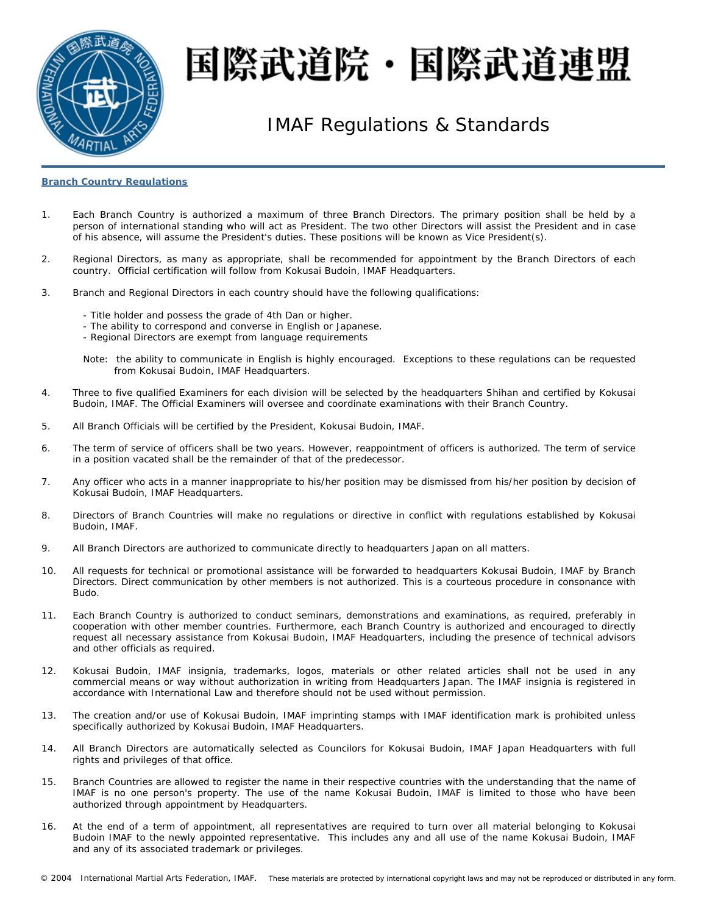# 国際武道院・国際武道連盟

## IMAF Regulations & Standards

### Branch Country Regulations

1. Each Branch Country is authorized a maximum of three Branch Directors. The primary position shall be held by a person of international standing who will act as President. The two other Directors will assist the President and in case of his absence, will assume the President's duties. These positions will be known as Vice President(s).

2. Regional Directors, as many as appropriate, shall be recommended for appointment by the Branch Directors of each country. Official certification will follow from Kokusai Budoin, IMAF Headquarters.

3. Branch and Regional Directors in each country should have the following qualifications:

   - Title holder and possess the grade of 4th Dan or higher.
   - The ability to correspond and converse in English or Japanese.
   - Regional Directors are exempt from language requirements

   Note: the ability to communicate in English is highly encouraged. Exceptions to these regulations can be requested from Kokusai Budoin, IMAF Headquarters.

4. Three to five qualified Examiners for each division will be selected by the headquarters Shihan and certified by Kokusai Budoin, IMAF. The Official Examiners will oversee and coordinate examinations with their Branch Country.

5. All Branch Officials will be certified by the President, Kokusai Budoin, IMAF.

6. The term of service of officers shall be two years. However, reappointment of officers is authorized. The term of service in a position vacated shall be the remainder of that of the predecessor.

7. Any officer who acts in a manner inappropriate to his/her position may be dismissed from his/her position by decision of Kokusai Budoin, IMAF Headquarters.

8. Directors of Branch Countries will make no regulations or directive in conflict with regulations established by Kokusai Budoin, IMAF.

9. All Branch Directors are authorized to communicate directly to headquarters Japan on all matters.

10. All requests for technical or promotional assistance will be forwarded to headquarters Kokusai Budoin, IMAF by Branch Directors. Direct communication by other members is not authorized. This is a courteous procedure in consonance with Budo.

11. Each Branch Country is authorized to conduct seminars, demonstrations and examinations, as required, preferably in cooperation with other member countries. Furthermore, each Branch Country is authorized and encouraged to directly request all necessary assistance from Kokusai Budoin, IMAF Headquarters, including the presence of technical advisors and other officials as required.

12. Kokusai Budoin, IMAF insignia, trademarks, logos, materials or other related articles shall not be used in any commercial means or way without authorization in writing from Headquarters Japan. The IMAF insignia is registered in accordance with International Law and therefore should not be used without permission.

13. The creation and/or use of Kokusai Budoin, IMAF imprinting stamps with IMAF identification mark is prohibited unless specifically authorized by Kokusai Budoin, IMAF Headquarters.

14. All Branch Directors are automatically selected as Councilors for Kokusai Budoin, IMAF Japan Headquarters with full rights and privileges of that office.

15. Branch Countries are allowed to register the name in their respective countries with the understanding that the name of IMAF is no one person's property. The use of the name Kokusai Budoin, IMAF is limited to those who have been authorized through appointment by Headquarters.

16. At the end of a term of appointment, all representatives are required to turn over all material belonging to Kokusai Budoin IMAF to the newly appointed representative. This includes any and all use of the name Kokusai Budoin, IMAF and any of its associated trademark or privileges.

© 2004 International Martial Arts Federation, IMAF. These materials are protected by international copyright laws and may not be reproduced or distributed in any form.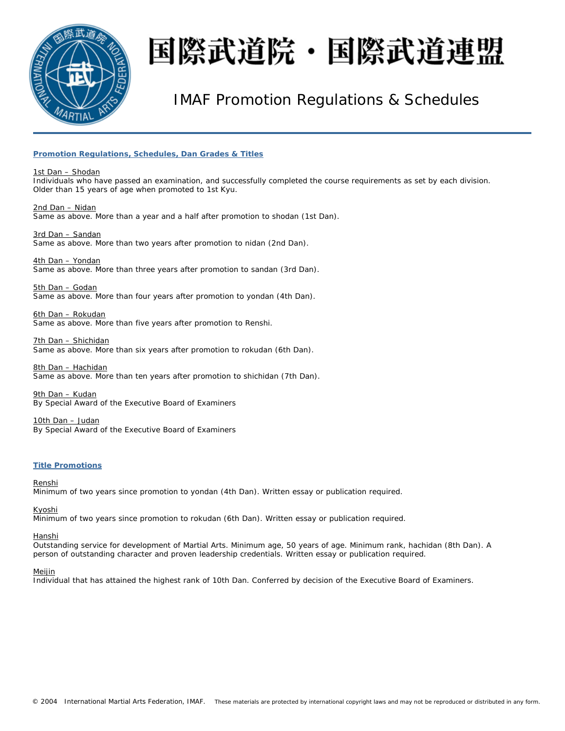# 国際武道院・国際武道連盟

## IMAF Promotion Regulations & Schedules

### Promotion Regulations, Schedules, Dan Grades & Titles

1st Dan – Shodan
Individuals who have passed an examination, and successfully completed the course requirements as set by each division. Older than 15 years of age when promoted to 1st Kyu.

2nd Dan – Nidan
Same as above. More than a year and a half after promotion to shodan (1st Dan).

3rd Dan – Sandan
Same as above. More than two years after promotion to nidan (2nd Dan).

4th Dan – Yondan
Same as above. More than three years after promotion to sandan (3rd Dan).

5th Dan – Godan
Same as above. More than four years after promotion to yondan (4th Dan).

6th Dan – Rokudan
Same as above. More than five years after promotion to Renshi.

7th Dan – Shichidan
Same as above. More than six years after promotion to rokudan (6th Dan).

8th Dan – Hachidan
Same as above. More than ten years after promotion to shichidan (7th Dan).

9th Dan – Kudan
By Special Award of the Executive Board of Examiners

10th Dan – Judan
By Special Award of the Executive Board of Examiners

### Title Promotions

Renshi
Minimum of two years since promotion to yondan (4th Dan). Written essay or publication required.

Kyoshi
Minimum of two years since promotion to rokudan (6th Dan). Written essay or publication required.

Hanshi
Outstanding service for development of Martial Arts. Minimum age, 50 years of age. Minimum rank, hachidan (8th Dan). A person of outstanding character and proven leadership credentials. Written essay or publication required.

Meijin
Individual that has attained the highest rank of 10th Dan. Conferred by decision of the Executive Board of Examiners.

© 2004 International Martial Arts Federation, IMAF. These materials are protected by international copyright laws and may not be reproduced or distributed in any form.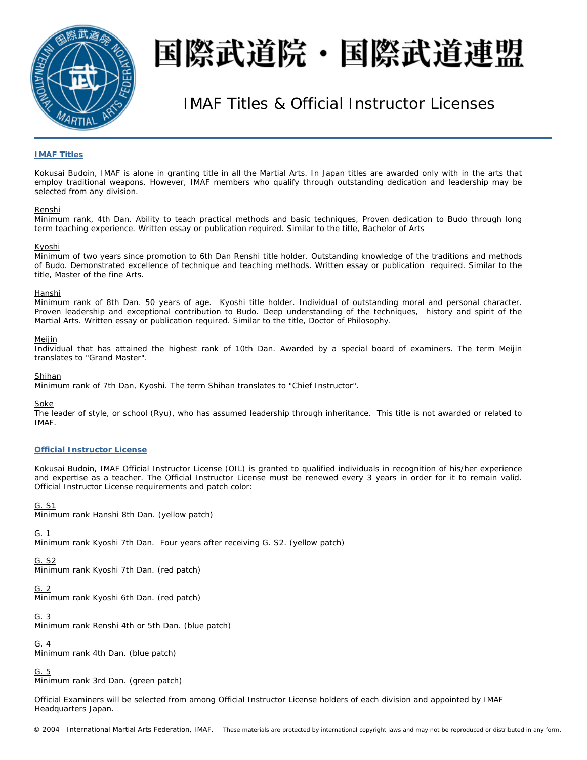# 国際武道院・国際武道連盟

## IMAF Titles & Official Instructor Licenses

### IMAF Titles

Kokusai Budoin, IMAF is alone in granting title in all the Martial Arts. In Japan titles are awarded only with in the arts that employ traditional weapons. However, IMAF members who qualify through outstanding dedication and leadership may be selected from any division.

Renshi
Minimum rank, 4th Dan. Ability to teach practical methods and basic techniques, Proven dedication to Budo through long term teaching experience. Written essay or publication required. Similar to the title, Bachelor of Arts

Kyoshi
Minimum of two years since promotion to 6th Dan Renshi title holder. Outstanding knowledge of the traditions and methods of Budo. Demonstrated excellence of technique and teaching methods. Written essay or publication required. Similar to the title, Master of the fine Arts.

Hanshi
Minimum rank of 8th Dan. 50 years of age. Kyoshi title holder. Individual of outstanding moral and personal character. Proven leadership and exceptional contribution to Budo. Deep understanding of the techniques, history and spirit of the Martial Arts. Written essay or publication required. Similar to the title, Doctor of Philosophy.

Meijin
Individual that has attained the highest rank of 10th Dan. Awarded by a special board of examiners. The term Meijin translates to "Grand Master".

Shihan
Minimum rank of 7th Dan, Kyoshi. The term Shihan translates to "Chief Instructor".

Soke
The leader of style, or school (Ryu), who has assumed leadership through inheritance. This title is not awarded or related to IMAF.

### Official Instructor License

Kokusai Budoin, IMAF Official Instructor License (OIL) is granted to qualified individuals in recognition of his/her experience and expertise as a teacher. The Official Instructor License must be renewed every 3 years in order for it to remain valid. Official Instructor License requirements and patch color:

G. S1
Minimum rank Hanshi 8th Dan. (yellow patch)

G. 1
Minimum rank Kyoshi 7th Dan. Four years after receiving G. S2. (yellow patch)

G. S2
Minimum rank Kyoshi 7th Dan. (red patch)

G. 2
Minimum rank Kyoshi 6th Dan. (red patch)

G. 3
Minimum rank Renshi 4th or 5th Dan. (blue patch)

G. 4
Minimum rank 4th Dan. (blue patch)

G. 5
Minimum rank 3rd Dan. (green patch)

Official Examiners will be selected from among Official Instructor License holders of each division and appointed by IMAF Headquarters Japan.

© 2004 International Martial Arts Federation, IMAF. These materials are protected by international copyright laws and may not be reproduced or distributed in any form.